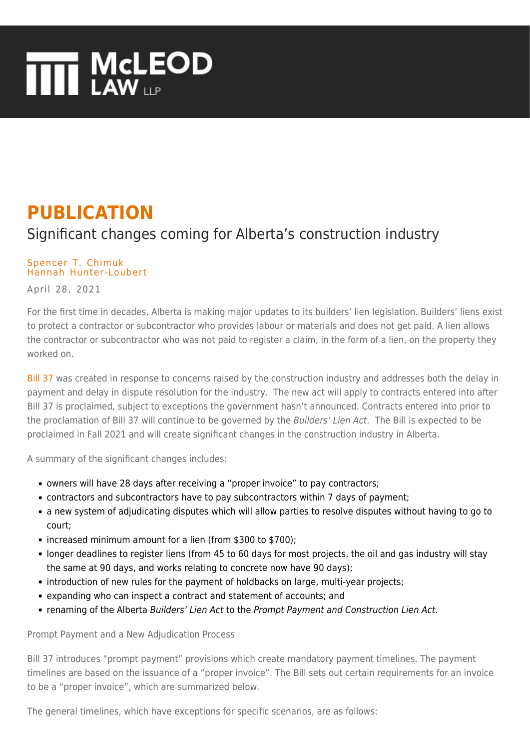# PUBLICATION

## Significant changes coming for Alberta's construction industry

Spencer T. Chimuk
Hannah Hunter-Loubert

April 28, 2021

For the first time in decades, Alberta is making major updates to its builders' lien legislation. Builders' liens exist to protect a contractor or subcontractor who provides labour or materials and does not get paid. A lien allows the contractor or subcontractor who was not paid to register a claim, in the form of a lien, on the property they worked on.

Bill 37 was created in response to concerns raised by the construction industry and addresses both the delay in payment and delay in dispute resolution for the industry. The new act will apply to contracts entered into after Bill 37 is proclaimed, subject to exceptions the government hasn't announced. Contracts entered into prior to the proclamation of Bill 37 will continue to be governed by the *Builders' Lien Act*. The Bill is expected to be proclaimed in Fall 2021 and will create significant changes in the construction industry in Alberta.

A summary of the significant changes includes:

- owners will have 28 days after receiving a "proper invoice" to pay contractors;
- contractors and subcontractors have to pay subcontractors within 7 days of payment;
- a new system of adjudicating disputes which will allow parties to resolve disputes without having to go to court;
- increased minimum amount for a lien (from $300 to $700);
- longer deadlines to register liens (from 45 to 60 days for most projects, the oil and gas industry will stay the same at 90 days, and works relating to concrete now have 90 days);
- introduction of new rules for the payment of holdbacks on large, multi-year projects;
- expanding who can inspect a contract and statement of accounts; and
- renaming of the Alberta *Builders' Lien Act* to the *Prompt Payment and Construction Lien Act*.

### Prompt Payment and a New Adjudication Process

Bill 37 introduces "prompt payment" provisions which create mandatory payment timelines. The payment timelines are based on the issuance of a "proper invoice". The Bill sets out certain requirements for an invoice to be a "proper invoice", which are summarized below.

The general timelines, which have exceptions for specific scenarios, are as follows: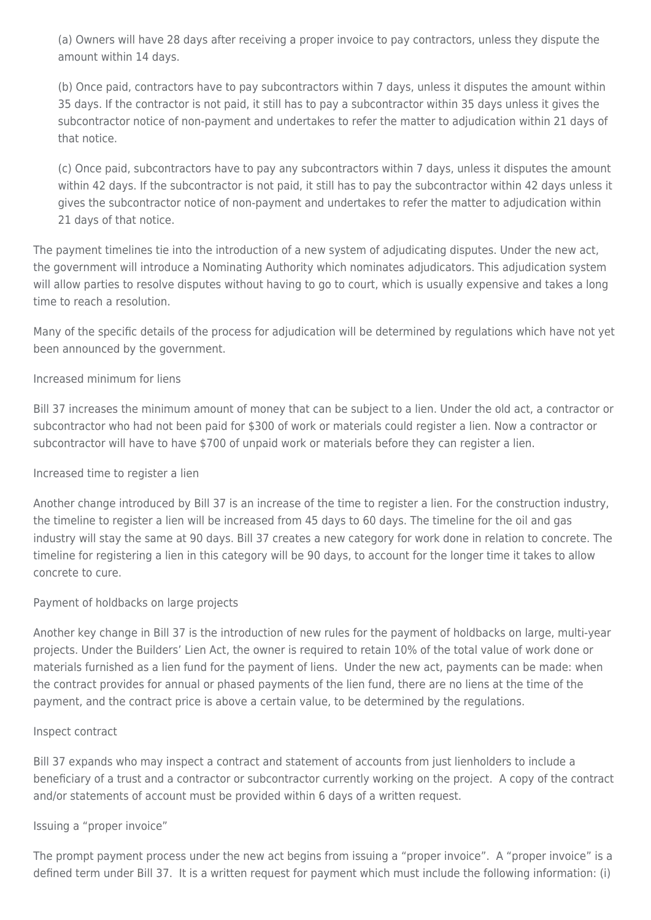(a) Owners will have 28 days after receiving a proper invoice to pay contractors, unless they dispute the amount within 14 days.

(b) Once paid, contractors have to pay subcontractors within 7 days, unless it disputes the amount within 35 days. If the contractor is not paid, it still has to pay a subcontractor within 35 days unless it gives the subcontractor notice of non-payment and undertakes to refer the matter to adjudication within 21 days of that notice.

(c) Once paid, subcontractors have to pay any subcontractors within 7 days, unless it disputes the amount within 42 days. If the subcontractor is not paid, it still has to pay the subcontractor within 42 days unless it gives the subcontractor notice of non-payment and undertakes to refer the matter to adjudication within 21 days of that notice.

The payment timelines tie into the introduction of a new system of adjudicating disputes. Under the new act, the government will introduce a Nominating Authority which nominates adjudicators. This adjudication system will allow parties to resolve disputes without having to go to court, which is usually expensive and takes a long time to reach a resolution.

Many of the specific details of the process for adjudication will be determined by regulations which have not yet been announced by the government.

### Increased minimum for liens

Bill 37 increases the minimum amount of money that can be subject to a lien. Under the old act, a contractor or subcontractor who had not been paid for $300 of work or materials could register a lien. Now a contractor or subcontractor will have to have $700 of unpaid work or materials before they can register a lien.

### Increased time to register a lien

Another change introduced by Bill 37 is an increase of the time to register a lien. For the construction industry, the timeline to register a lien will be increased from 45 days to 60 days. The timeline for the oil and gas industry will stay the same at 90 days. Bill 37 creates a new category for work done in relation to concrete. The timeline for registering a lien in this category will be 90 days, to account for the longer time it takes to allow concrete to cure.

### Payment of holdbacks on large projects

Another key change in Bill 37 is the introduction of new rules for the payment of holdbacks on large, multi-year projects. Under the Builders' Lien Act, the owner is required to retain 10% of the total value of work done or materials furnished as a lien fund for the payment of liens. Under the new act, payments can be made: when the contract provides for annual or phased payments of the lien fund, there are no liens at the time of the payment, and the contract price is above a certain value, to be determined by the regulations.

### Inspect contract

Bill 37 expands who may inspect a contract and statement of accounts from just lienholders to include a beneficiary of a trust and a contractor or subcontractor currently working on the project. A copy of the contract and/or statements of account must be provided within 6 days of a written request.

### Issuing a "proper invoice"

The prompt payment process under the new act begins from issuing a "proper invoice". A "proper invoice" is a defined term under Bill 37. It is a written request for payment which must include the following information: (i)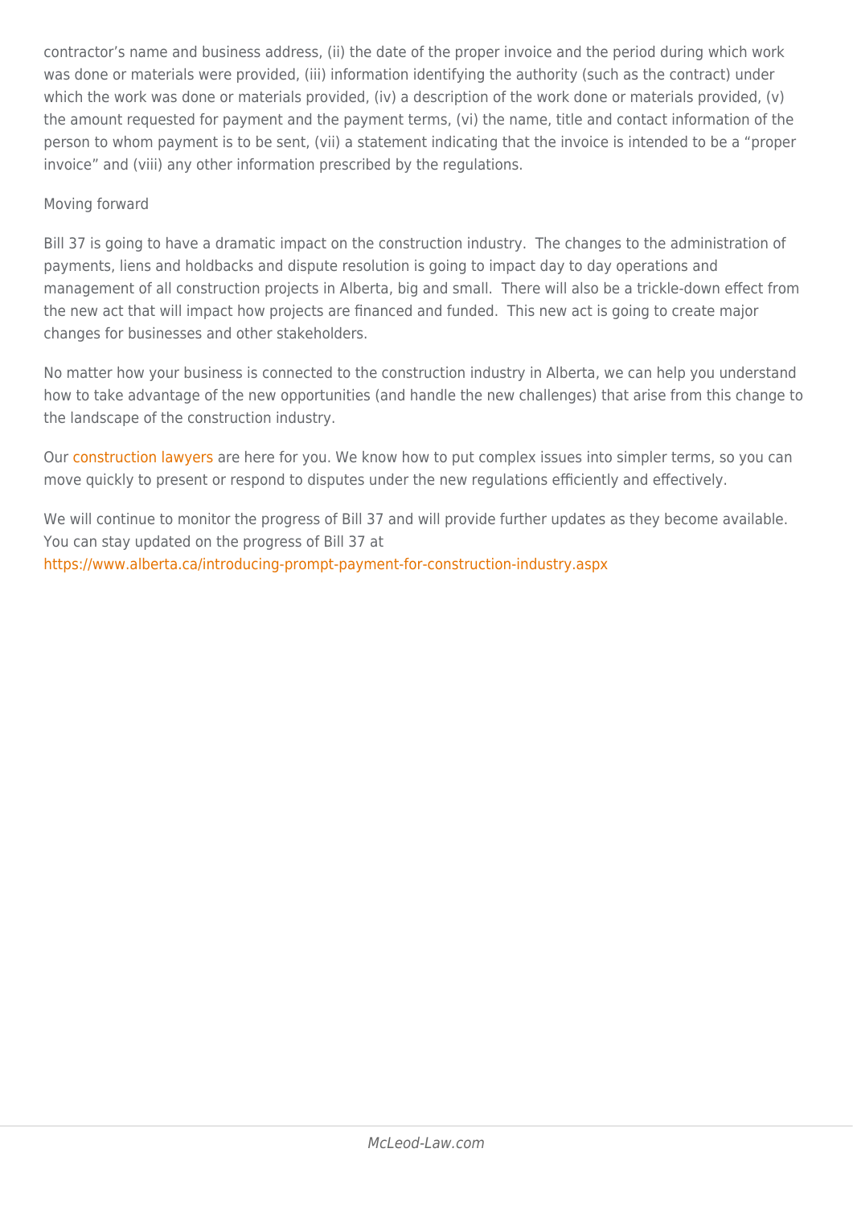contractor's name and business address, (ii) the date of the proper invoice and the period during which work was done or materials were provided, (iii) information identifying the authority (such as the contract) under which the work was done or materials provided, (iv) a description of the work done or materials provided, (v) the amount requested for payment and the payment terms, (vi) the name, title and contact information of the person to whom payment is to be sent, (vii) a statement indicating that the invoice is intended to be a "proper invoice" and (viii) any other information prescribed by the regulations.

## Moving forward

Bill 37 is going to have a dramatic impact on the construction industry. The changes to the administration of payments, liens and holdbacks and dispute resolution is going to impact day to day operations and management of all construction projects in Alberta, big and small. There will also be a trickle-down effect from the new act that will impact how projects are financed and funded. This new act is going to create major changes for businesses and other stakeholders.

No matter how your business is connected to the construction industry in Alberta, we can help you understand how to take advantage of the new opportunities (and handle the new challenges) that arise from this change to the landscape of the construction industry.

Our construction lawyers are here for you. We know how to put complex issues into simpler terms, so you can move quickly to present or respond to disputes under the new regulations efficiently and effectively.

We will continue to monitor the progress of Bill 37 and will provide further updates as they become available. You can stay updated on the progress of Bill 37 at https://www.alberta.ca/introducing-prompt-payment-for-construction-industry.aspx